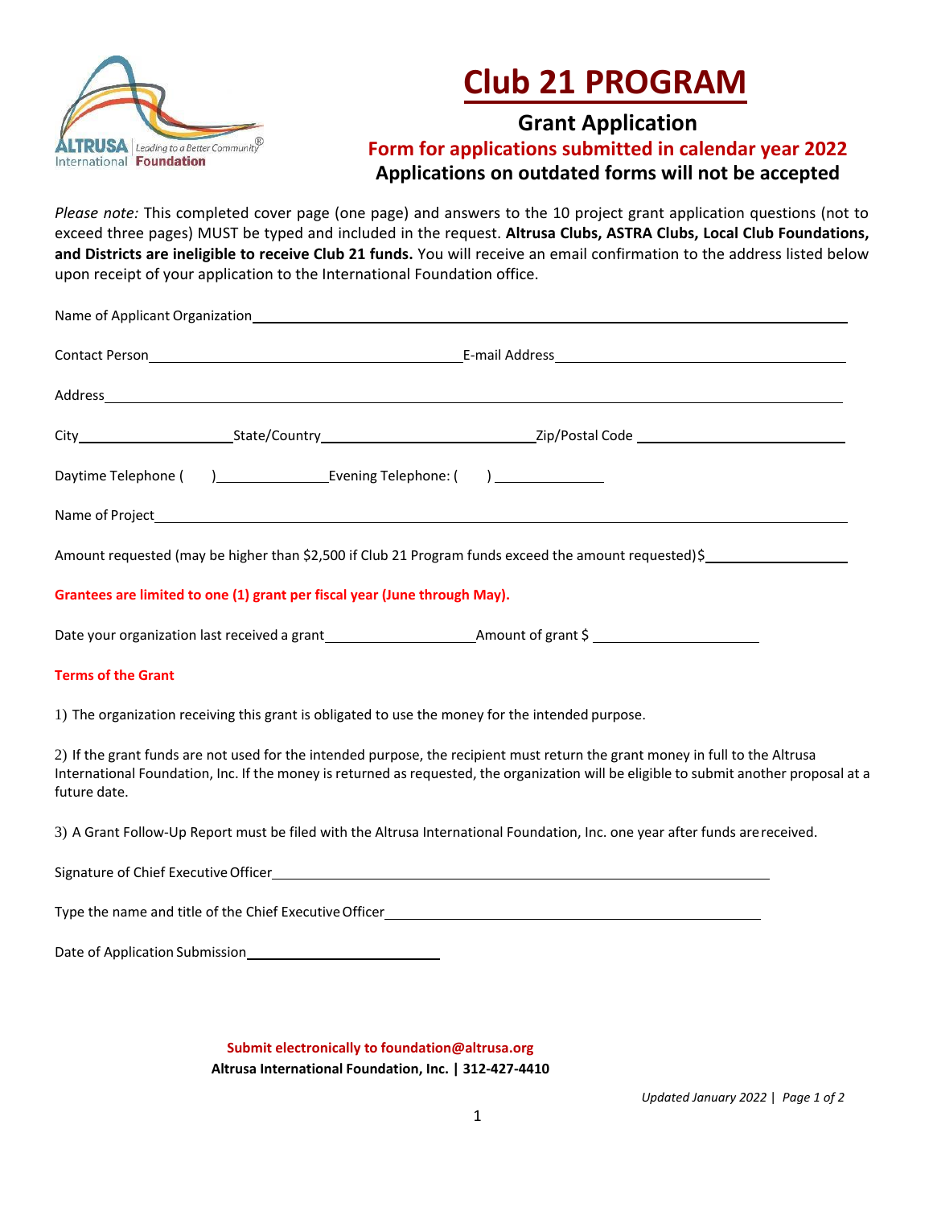# Club 21 PROGRAM

## Grant Application

**Form for applications submitted in calendar year 2022**

**Applications on outdated forms will not be accepted**

*Please note:* This completed cover page (one page) and answers to the 10 project grant application questions (not to exceed three pages) MUST be typed and included in the request. **Altrusa Clubs, ASTRA Clubs, Local Club Foundations, and Districts are ineligible to receive Club 21 funds.** You will receive an email confirmation to the address listed below upon receipt of your application to the International Foundation office.

Name of Applicant Organization ______________________________

Contact Person ______________________________ E-mail Address ______________________________

Address ______________________________

City ____________ State/Country ____________ Zip/Postal Code ____________

Daytime Telephone (    ) ____________ Evening Telephone: (    ) ____________

Name of Project ______________________________

Amount requested (may be higher than $2,500 if Club 21 Program funds exceed the amount requested) $ ____________

**Grantees are limited to one (1) grant per fiscal year (June through May).**

Date your organization last received a grant ____________ Amount of grant $ ____________

**Terms of the Grant**

1) The organization receiving this grant is obligated to use the money for the intended purpose.

2) If the grant funds are not used for the intended purpose, the recipient must return the grant money in full to the Altrusa International Foundation, Inc. If the money is returned as requested, the organization will be eligible to submit another proposal at a future date.

3) A Grant Follow-Up Report must be filed with the Altrusa International Foundation, Inc. one year after funds are received.

Signature of Chief Executive Officer ______________________________

Type the name and title of the Chief Executive Officer ______________________________

Date of Application Submission ____________

**Submit electronically to foundation@altrusa.org**

**Altrusa International Foundation, Inc. | 312-427-4410**

*Updated January 2022*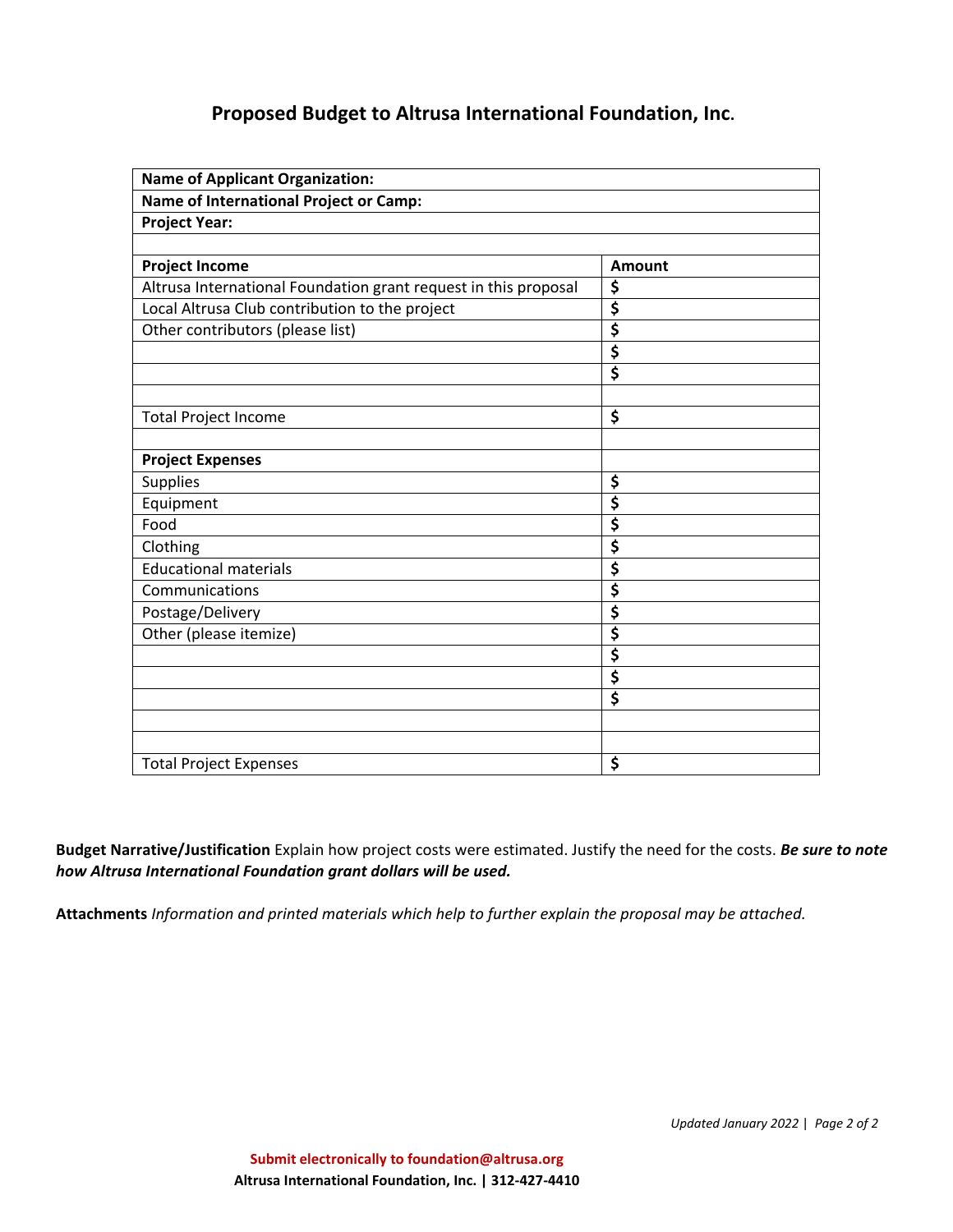# Proposed Budget to Altrusa International Foundation, Inc.

| | |
|---|---|
| **Name of Applicant Organization:** | |
| **Name of International Project or Camp:** | |
| **Project Year:** | |
| | |
| **Project Income** | **Amount** |
| Altrusa International Foundation grant request in this proposal | $ |
| Local Altrusa Club contribution to the project | $ |
| Other contributors (please list) | $ |
| | $ |
| | $ |
| | |
| Total Project Income | $ |
| | |
| **Project Expenses** | |
| Supplies | $ |
| Equipment | $ |
| Food | $ |
| Clothing | $ |
| Educational materials | $ |
| Communications | $ |
| Postage/Delivery | $ |
| Other (please itemize) | $ |
| | $ |
| | $ |
| | $ |
| | |
| | |
| Total Project Expenses | $ |

**Budget Narrative/Justification** Explain how project costs were estimated. Justify the need for the costs. ***Be sure to note how Altrusa International Foundation grant dollars will be used.***

**Attachments** *Information and printed materials which help to further explain the proposal may be attached.*

*Updated January 2022*

**Submit electronically to foundation@altrusa.org**

**Altrusa International Foundation, Inc. | 312-427-4410**